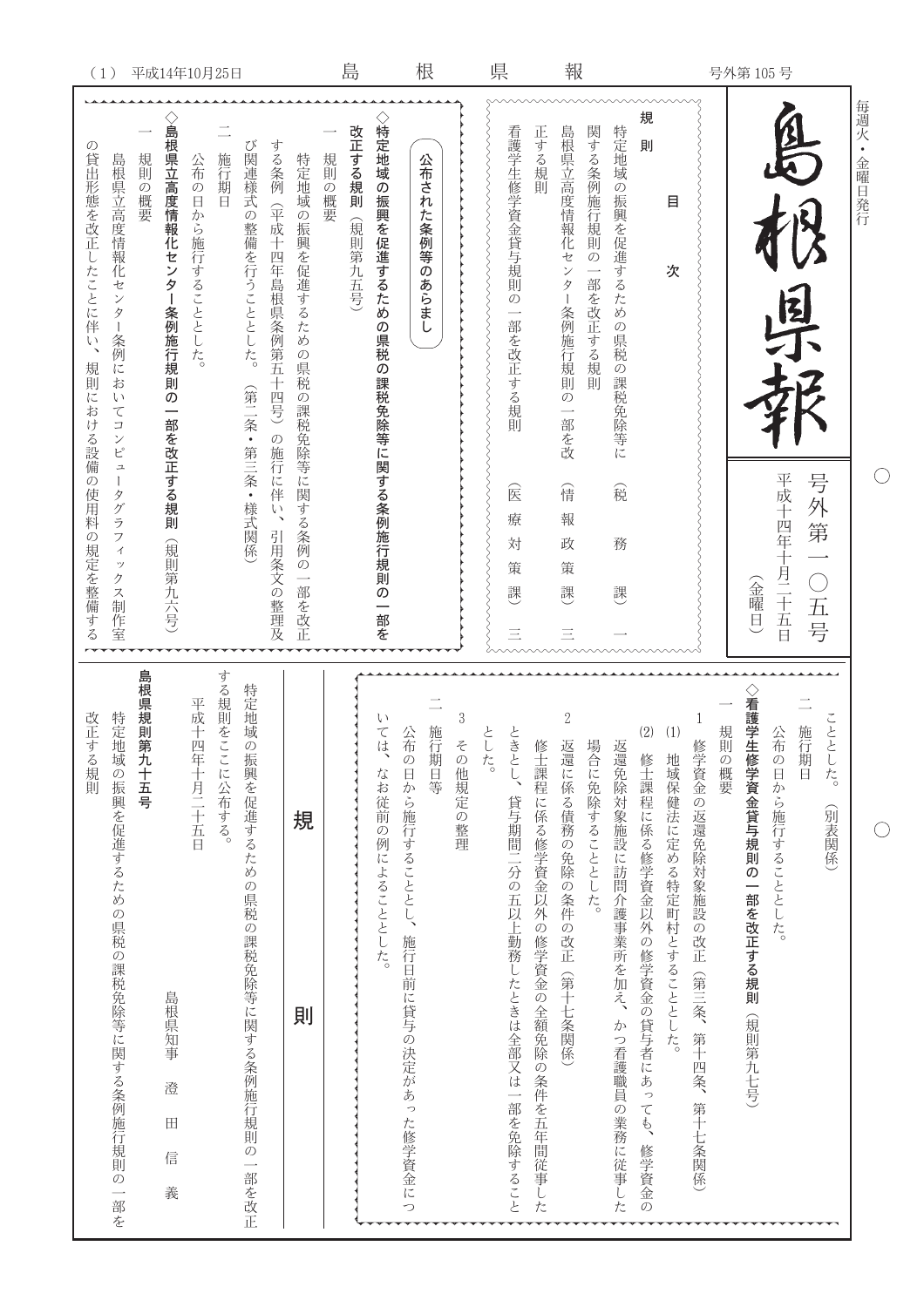# 島根県報

号外第一〇五号
平成十四年十月二十五日（金曜日）

毎週火・金曜日発行

## 目次

**規則**

特定地域の振興を促進するための県税の課税免除等に関する条例施行規則の一部を改正する規則（税務課）一

島根県立高度情報化センター条例施行規則の一部を改正する規則（情報政策課）三

看護学生修学資金貸与規則の一部を改正する規則（医療対策課）三

## 公布された条例等のあらまし

### ◇特定地域の振興を促進するための県税の課税免除等に関する条例施行規則の一部を改正する規則（規則第九五号）

一　規則の概要

特定地域の振興を促進するための県税の課税免除等に関する条例の一部を改正する条例（平成十四年島根県条例第五十四号）の施行に伴い、引用条文の整理及び関連様式の整備を行うこととした。（第二条・第三条・様式関係）

二　施行期日

公布の日から施行することとした。

### ◇島根県立高度情報化センター条例施行規則の一部を改正する規則（規則第九六号）

一　規則の概要

島根県立高度情報化センター条例においてコンピュータグラフィックス制作室の貸出形態を改正したことに伴い、規則における設備の使用料の規定を整備することとした。（別表関係）

二　施行期日

公布の日から施行することとした。

### ◇看護学生修学資金貸与規則の一部を改正する規則（規則第九七号）

一　規則の概要

1　修学資金の返還免除対象施設の改正（第三条、第十四条、第十七条関係）

(1)　地域保健法に定める特定町村とすることとした。

(2)　修士課程に係る修学資金以外の修学資金の貸与者にあっても、修学資金の返還免除対象施設に訪問介護事業所を加え、かつ看護職員の業務に従事した場合に免除することとした。

2　返還に係る債務の免除の条件の改正（第十七条関係）

修士課程に係る修学資金以外の修学資金の全額免除の条件を五年間従事したときとし、貸与期間二分の五以上勤務したときは全部又は一部を免除することとした。

3　その他規定の整理

二　施行期日等

公布の日から施行することとし、施行日前に貸与の決定があった修学資金については、なお従前の例によることとした。

## 規則

特定地域の振興を促進するための県税の課税免除等に関する条例施行規則の一部を改正する規則をここに公布する。

平成十四年十月二十五日

島根県知事　澄　田　信　義

**島根県規則第九十五号**

特定地域の振興を促進するための県税の課税免除等に関する条例施行規則の一部を改正する規則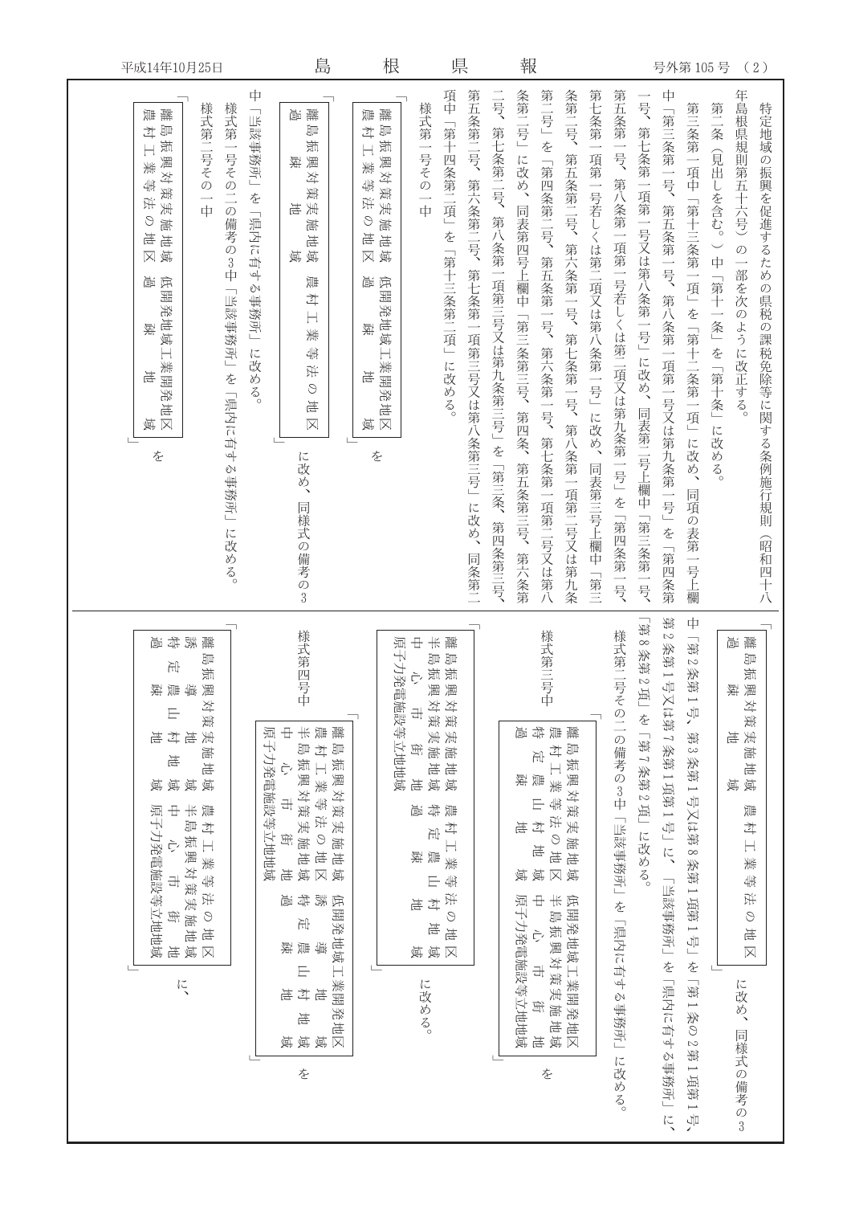特定地域の振興を促進するための県税の課税免除等に関する条例施行規則（昭和四十八年島根県規則第五十六号）の一部を次のように改正する。

第二条（見出しを含む。）中「第十一条」を「第十条」に改める。

第三条第一項中「第十三条第一項」を「第十二条第一項」に改め、同項の表第一号上欄中「第三条第一号、第五条第一号、第八条第一項第一号又は第九条第一号」を「第四条第一号、第七条第一項第一号又は第八条第一号」に改め、同表第二号上欄中「第三条第一号、第五条第一号、第八条第一項第一号若しくは第二項又は第九条第一号」を「第四条第一号、第七条第一項第一号若しくは第二項又は第八条第一号」に改め、同表第三号上欄中「第三条第二号、第五条第二号、第六条第一号、第七条第一号、第八条第一項第二号又は第九条第二号」を「第四条第二号、第五条第一号、第六条第一号、第七条第一項第二号又は第八条第二号」に改め、同表第四号上欄中「第三条第三号、第四条、第五条第三号、第六条第二号、第七条第二号、第八条第一項第三号又は第九条第三号」を「第三条、第四条第三号、第五条第二号、第六条第二号、第七条第一項第三号又は第八条第三号」に改め、同条第二項中「第十四条第二項」を「第十三条第二項」に改める。

様式第一号その一中

「

| | |
|---|---|
| 離島振興対策実施地域 | 低開発地域工業開発地区 |
| 農村工業等法の地区 | 過　疎　地　域 |

」を

「

| | |
|---|---|
| 離島振興対策実施地域 | 農村工業等法の地区 |
| 過　疎　地　域 | |

」に改め、同様式の備考の3中「当該事務所」を「県内に有する事務所」に改める。

様式第一号その二の備考の3中「当該事務所」を「県内に有する事務所」に改める。

様式第二号その一中

「

| | |
|---|---|
| 離島振興対策実施地域 | 低開発地域工業開発地区 |
| 農村工業等法の地区 | 過　疎　地　域 |

」を

「

| | |
|---|---|
| 離島振興対策実施地域 | 農村工業等法の地区 |
| 過　疎　地　域 | |

」に改め、同様式の備考の3中「第2条第1号、第3条第1号又は第8条第1項第1号」を「第1条の2第1項第1号、第2条第1号又は第7条第1項第1号」に、「当該事務所」を「県内に有する事務所」に、「第8条第2項」を「第7条第2項」に改める。

様式第二号その二の備考の3中「当該事務所」を「県内に有する事務所」に改める。

様式第三号中

「

| | |
|---|---|
| 離島振興対策実施地域 | 低開発地域工業開発地区 |
| 農村工業等法の地区 | 半島振興対策実施地域 |
| 特　定　農　山　村　地　域 | 中　心　市　街　地 |
| 過　疎　地　域 | 原子力発電施設等立地地域 |

」を

「

| | |
|---|---|
| 離島振興対策実施地域 | 農村工業等法の地区 |
| 半島振興対策実施地域 | 特　定　農　山　村　地　域 |
| 中　心　市　街　地 | 過　疎　地　域 |
| 原子力発電施設等立地地域 | |

」に改める。

様式第四号中

「

| | |
|---|---|
| 離島振興対策実施地域 | 低開発地域工業開発地区 |
| 農村工業等法の地区 | 誘　導　地　域 |
| 半島振興対策実施地域 | 特　定　農　山　村　地　域 |
| 中　心　市　街　地 | 過　疎　地　域 |
| 原子力発電施設等立地地域 | |

」を

「

| | |
|---|---|
| 離島振興対策実施地域 | 農村工業等法の地区 |
| 誘　導　地　域 | 半島振興対策実施地域 |
| 特　定　農　山　村　地　域 | 中　心　市　街　地 |
| 過　疎　地　域 | 原子力発電施設等立地地域 |

」に、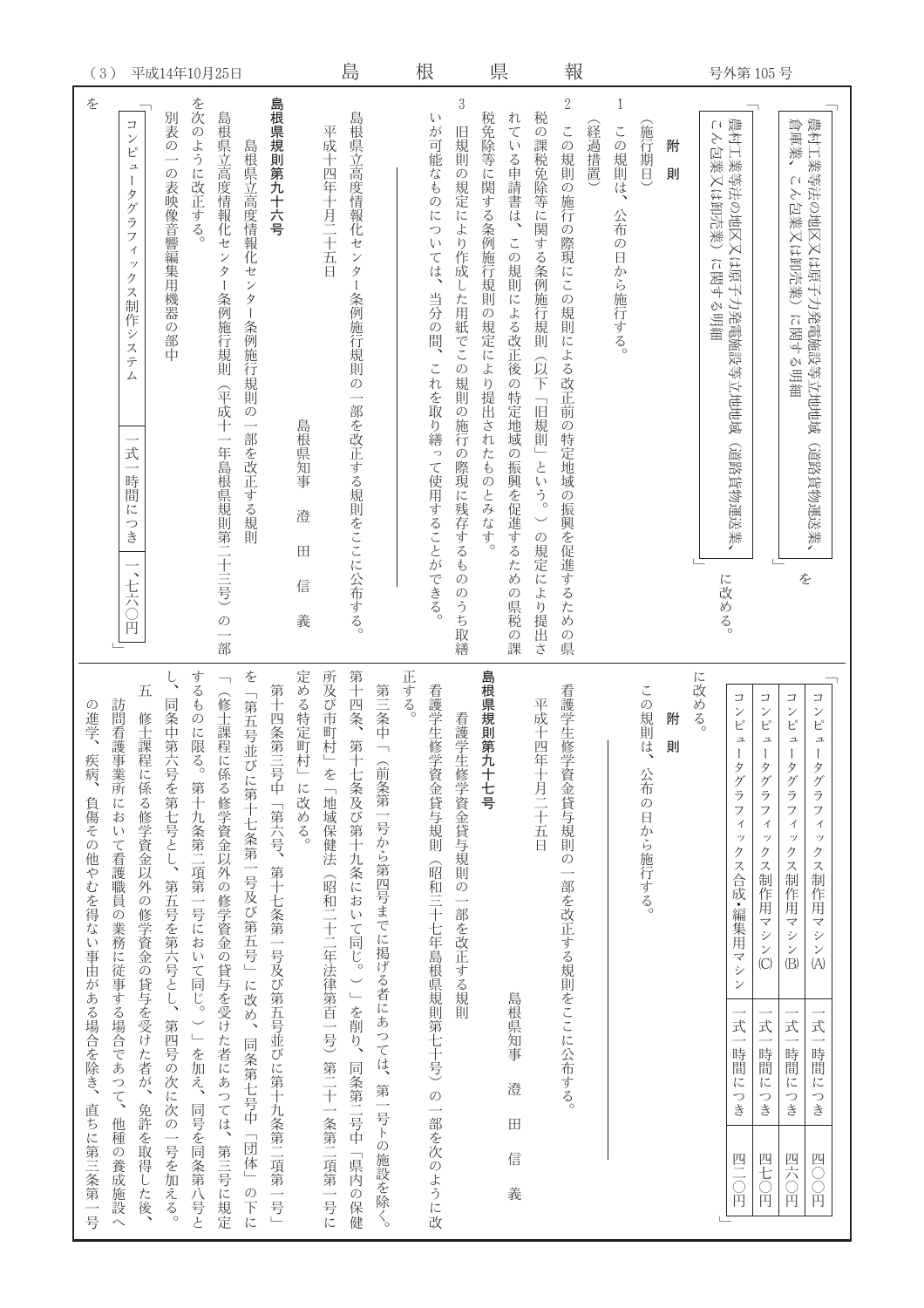「農村工業等法の地区又は原子力発電施設等立地地域（道路貨物運送業、倉庫業、こん包業又は卸売業）に関する明細」を

「農村工業等法の地区又は原子力発電施設等立地地域（道路貨物運送業、こん包業又は卸売業）に関する明細」に改める。

**附　則**

（施行期日）

1　この規則は、公布の日から施行する。

（経過措置）

2　この規則の施行の際現にこの規則による改正前の特定地域の振興を促進するための県税の課税免除等に関する条例施行規則（以下「旧規則」という。）の規定により提出されている申請書は、この規則による改正後の特定地域の振興を促進するための県税の課税免除等に関する条例施行規則の規定により提出されたものとみなす。

3　旧規則の規定により作成した用紙でこの規則の施行の際現に残存するもののうち取繕いが可能なものについては、当分の間、これを取り繕って使用することができる。

---

島根県立高度情報化センター条例施行規則の一部を改正する規則をここに公布する。

平成十四年十月二十五日

島根県知事　澄　田　信　義

**島根県規則第九十六号**

島根県立高度情報化センター条例施行規則の一部を改正する規則

島根県立高度情報化センター条例施行規則（平成十一年島根県規則第二十三号）の一部を次のように改正する。

別表の一の表映像音響編集用機器の部中

| コンピュータグラフィックス制作システム | 一式一時間につき | 一、七六〇円 |
|---|---|---|

を

| コンピュータグラフィックス制作用マシン(A) | 一式一時間につき | 四〇〇円 |
|---|---|---|
| コンピュータグラフィックス制作用マシン(B) | 一式一時間につき | 四六〇円 |
| コンピュータグラフィックス制作用マシン(C) | 一式一時間につき | 四六〇円 |
| コンピュータグラフィックス合成・編集用マシン | 一式一時間につき | 四二〇円 |

に改める。

**附　則**

この規則は、公布の日から施行する。

---

看護学生修学資金貸与規則の一部を改正する規則をここに公布する。

平成十四年十月二十五日

島根県知事　澄　田　信　義

**島根県規則第九十七号**

看護学生修学資金貸与規則の一部を改正する規則

看護学生修学資金貸与規則（昭和三十七年島根県規則第七十号）の一部を次のように改正する。

第三条中「（前条第一号から第四号までに掲げる者にあつては、第一号トの施設を除く。第十四条、第十七条及び第十九条において同じ。）」を削り、同条第三号中「県内の保健所及び市町村」を「地域保健法（昭和二十二年法律第百一号）第二十一条第二項第一号に定める特定町村」に改める。

第十四条第三号中「第六号、第十七条第一号及び第五号並びに第十九条第二項第一号」を「第五号並びに第十七条第一号及び第五号」に改め、同条第七号中「団体」の下に「（修士課程に係る修学資金以外の修学資金の貸与を受けた者にあつては、第三号に規定するものに限る。第十九条第二項第一号において同じ。）」を加え、同号を同条第八号とし、同条中第六号を第七号とし、第五号を第六号とし、第四号の次に次の一号を加える。

五　修士課程に係る修学資金以外の修学資金の貸与を受けた者が、免許を取得した後、訪問看護事業所において看護職員の業務に従事する場合であつて、他種の養成施設への進学、疾病、負傷その他やむを得ない事由がある場合を除き、直ちに第三条第一号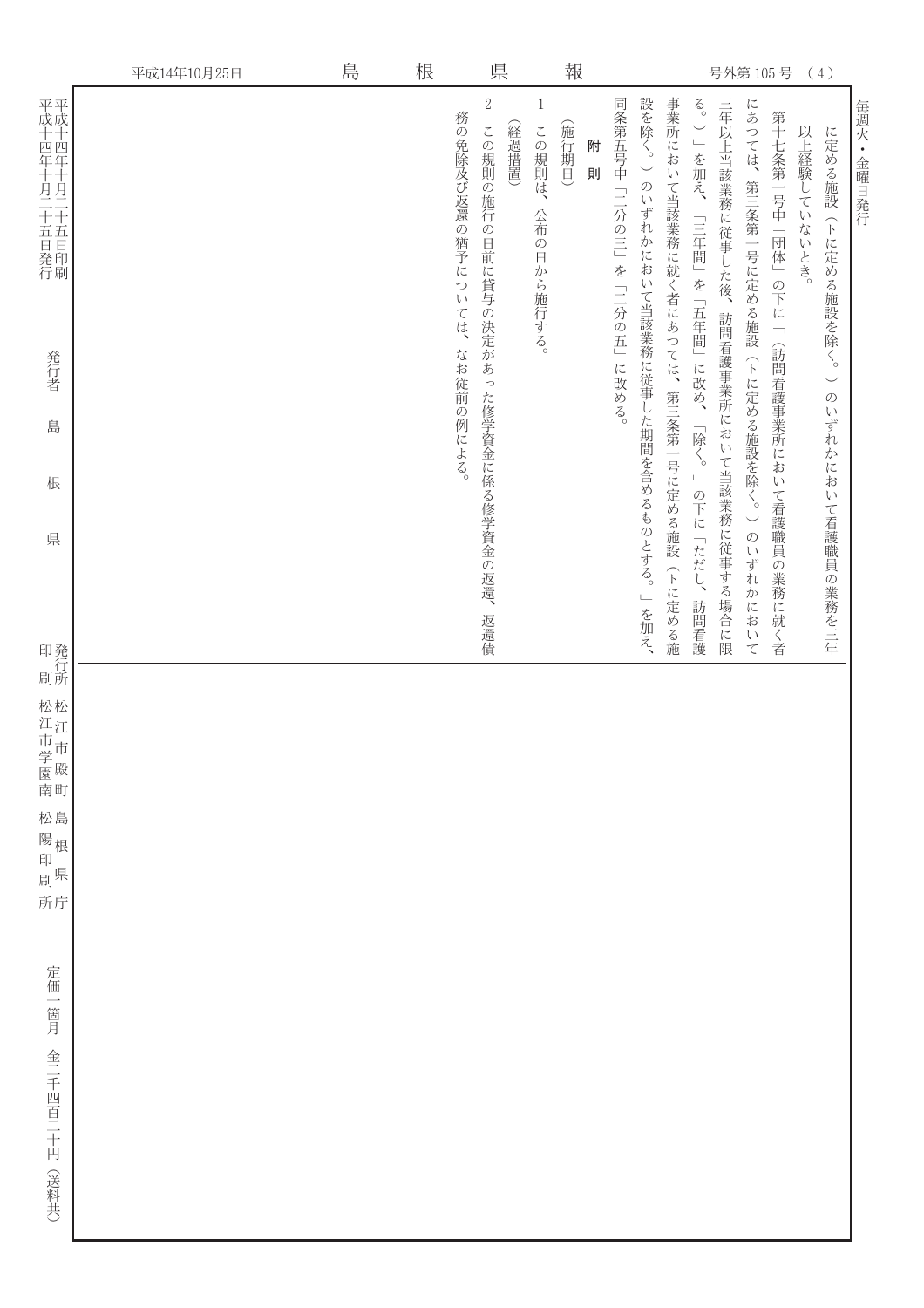に定める施設（トに定める施設を除く。）のいずれかにおいて看護職員の業務を三年以上経験していないとき。

第十七条第一号中「団体」の下に「（訪問看護事業所において看護職員の業務に就く者にあっては、第三条第一号に定める施設（トに定める施設を除く。）のいずれかにおいて三年以上当該業務に従事した後、訪問看護事業所において当該業務に従事する場合に限る。）」を加え、「三年間」を「五年間」に改め、「除く。」の下に「ただし、訪問看護事業所において当該業務に就く者にあっては、第三条第一号に定める施設（トに定める施設を除く。）のいずれかにおいて当該業務に従事した期間を含めるものとする。」を加え、同条第五号中「二分の三」を「二分の五」に改める。

## 附　則

（施行期日）

1　この規則は、公布の日から施行する。

（経過措置）

2　この規則の施行の日前に貸与の決定があった修学資金に係る修学資金の返還、返還債務の免除及び返還の猶予については、なお従前の例による。

平成十四年十月二十五日印刷
平成十四年十月二十五日発行

発行者　島根県

発行所　松江市殿町　島根県庁
印刷所　松江市学園南　松陽印刷所

定価一箇月　金二千四百二十円（送料共）